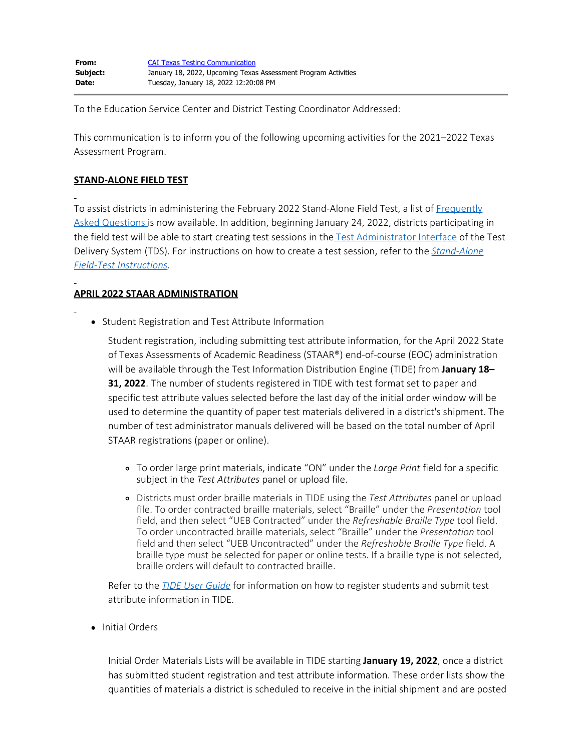| | |
|---|---|
| **From:** | CAI Texas Testing Communication |
| **Subject:** | January 18, 2022, Upcoming Texas Assessment Program Activities |
| **Date:** | Tuesday, January 18, 2022 12:20:08 PM |

To the Education Service Center and District Testing Coordinator Addressed:

This communication is to inform you of the following upcoming activities for the 2021–2022 Texas Assessment Program.

## STAND-ALONE FIELD TEST

To assist districts in administering the February 2022 Stand-Alone Field Test, a list of Frequently Asked Questions is now available. In addition, beginning January 24, 2022, districts participating in the field test will be able to start creating test sessions in the Test Administrator Interface of the Test Delivery System (TDS). For instructions on how to create a test session, refer to the *Stand-Alone Field-Test Instructions*.

## APRIL 2022 STAAR ADMINISTRATION

- Student Registration and Test Attribute Information

  Student registration, including submitting test attribute information, for the April 2022 State of Texas Assessments of Academic Readiness (STAAR®) end-of-course (EOC) administration will be available through the Test Information Distribution Engine (TIDE) from **January 18–31, 2022**. The number of students registered in TIDE with test format set to paper and specific test attribute values selected before the last day of the initial order window will be used to determine the quantity of paper test materials delivered in a district's shipment. The number of test administrator manuals delivered will be based on the total number of April STAAR registrations (paper or online).

  - To order large print materials, indicate "ON" under the *Large Print* field for a specific subject in the *Test Attributes* panel or upload file.
  - Districts must order braille materials in TIDE using the *Test Attributes* panel or upload file. To order contracted braille materials, select "Braille" under the *Presentation* tool field, and then select "UEB Contracted" under the *Refreshable Braille Type* tool field. To order uncontracted braille materials, select "Braille" under the *Presentation* tool field and then select "UEB Uncontracted" under the *Refreshable Braille Type* field. A braille type must be selected for paper or online tests. If a braille type is not selected, braille orders will default to contracted braille.

  Refer to the *TIDE User Guide* for information on how to register students and submit test attribute information in TIDE.

- Initial Orders

  Initial Order Materials Lists will be available in TIDE starting **January 19, 2022**, once a district has submitted student registration and test attribute information. These order lists show the quantities of materials a district is scheduled to receive in the initial shipment and are posted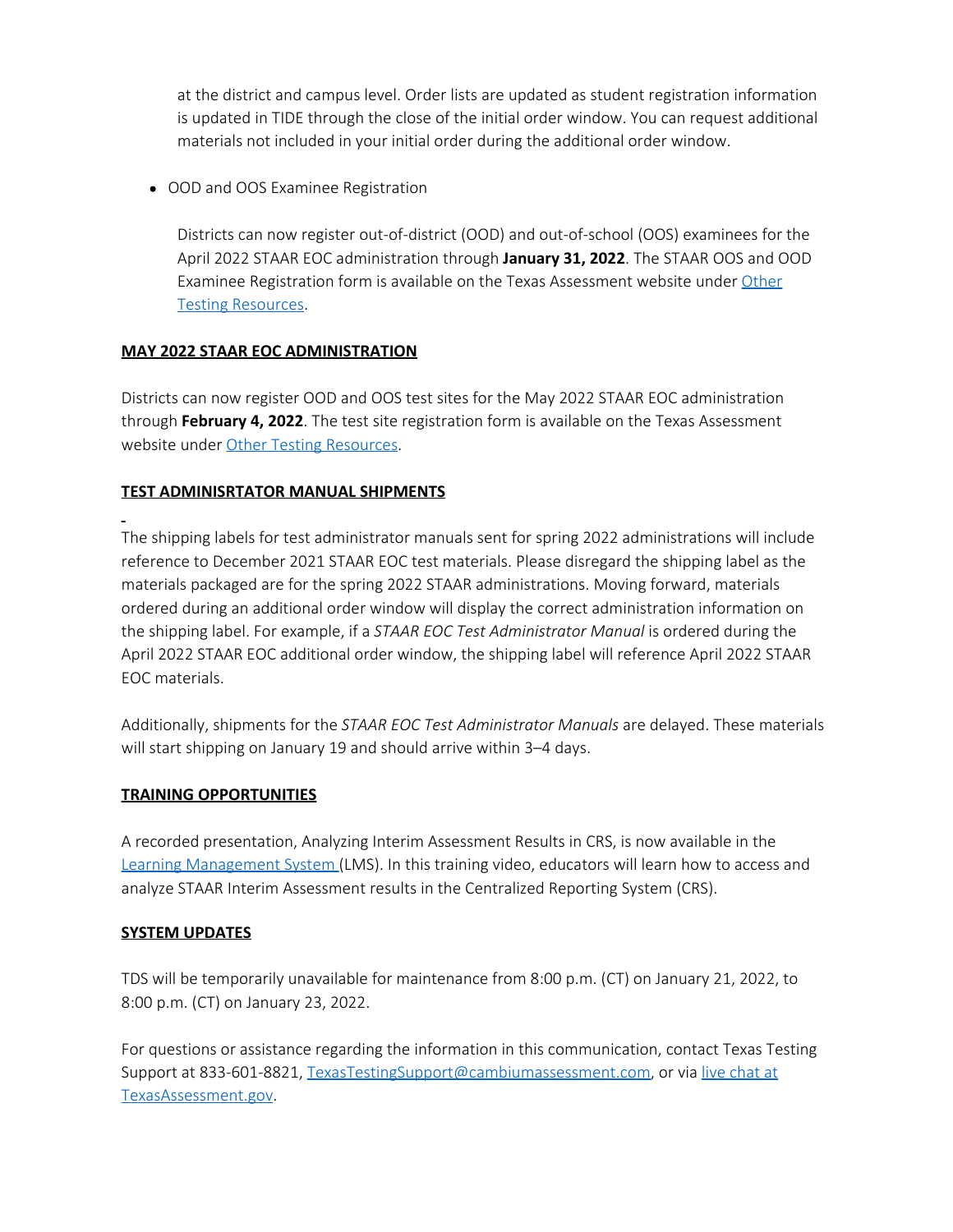at the district and campus level. Order lists are updated as student registration information is updated in TIDE through the close of the initial order window. You can request additional materials not included in your initial order during the additional order window.

- OOD and OOS Examinee Registration

  Districts can now register out-of-district (OOD) and out-of-school (OOS) examinees for the April 2022 STAAR EOC administration through **January 31, 2022**. The STAAR OOS and OOD Examinee Registration form is available on the Texas Assessment website under [Other Testing Resources](#).

**MAY 2022 STAAR EOC ADMINISTRATION**

Districts can now register OOD and OOS test sites for the May 2022 STAAR EOC administration through **February 4, 2022**. The test site registration form is available on the Texas Assessment website under [Other Testing Resources](#).

**TEST ADMINISRTATOR MANUAL SHIPMENTS**

The shipping labels for test administrator manuals sent for spring 2022 administrations will include reference to December 2021 STAAR EOC test materials. Please disregard the shipping label as the materials packaged are for the spring 2022 STAAR administrations. Moving forward, materials ordered during an additional order window will display the correct administration information on the shipping label. For example, if a *STAAR EOC Test Administrator Manual* is ordered during the April 2022 STAAR EOC additional order window, the shipping label will reference April 2022 STAAR EOC materials.

Additionally, shipments for the *STAAR EOC Test Administrator Manuals* are delayed. These materials will start shipping on January 19 and should arrive within 3–4 days.

**TRAINING OPPORTUNITIES**

A recorded presentation, Analyzing Interim Assessment Results in CRS, is now available in the [Learning Management System](#) (LMS). In this training video, educators will learn how to access and analyze STAAR Interim Assessment results in the Centralized Reporting System (CRS).

**SYSTEM UPDATES**

TDS will be temporarily unavailable for maintenance from 8:00 p.m. (CT) on January 21, 2022, to 8:00 p.m. (CT) on January 23, 2022.

For questions or assistance regarding the information in this communication, contact Texas Testing Support at 833-601-8821, [TexasTestingSupport@cambiumassessment.com](mailto:TexasTestingSupport@cambiumassessment.com), or via [live chat at TexasAssessment.gov](#).